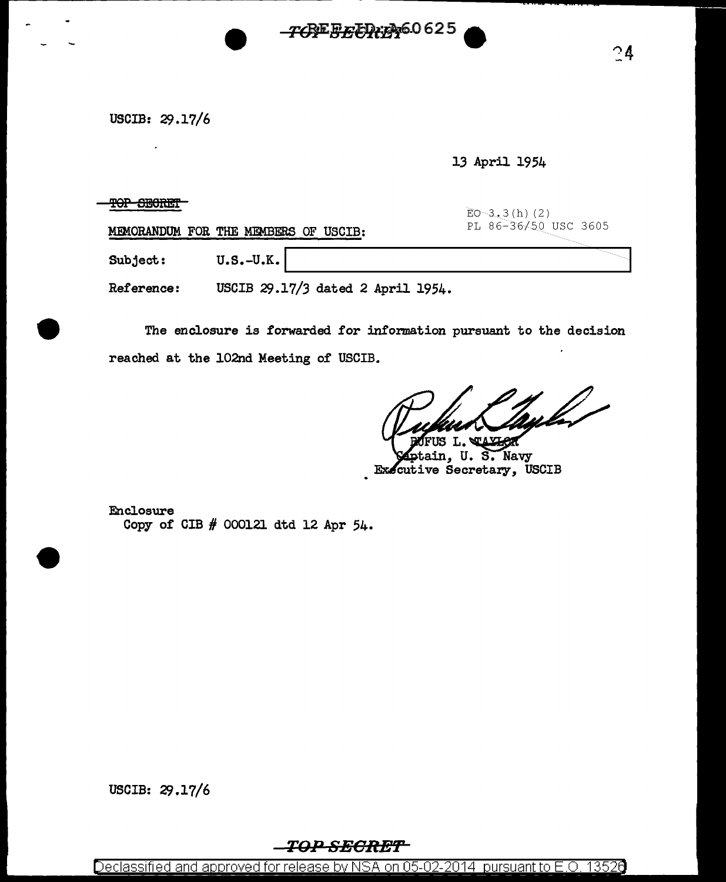USCIB: 29.17/6

13 April 1954

~~TOP SECRET~~

EO 3.3(h)(2)
PL 86-36/50 USC 3605

MEMORANDUM FOR THE MEMBERS OF USCIB:

Subject: U.S.-U.K. [redacted]

Reference: USCIB 29.17/3 dated 2 April 1954.

The enclosure is forwarded for information pursuant to the decision reached at the 102nd Meeting of USCIB.

RUFUS L. TAYLOR
Captain, U. S. Navy
Executive Secretary, USCIB

Enclosure
Copy of CIB # 000121 dtd 12 Apr 54.

USCIB: 29.17/6

TOP SECRET

Declassified and approved for release by NSA on 05-02-2014 pursuant to E.O. 13526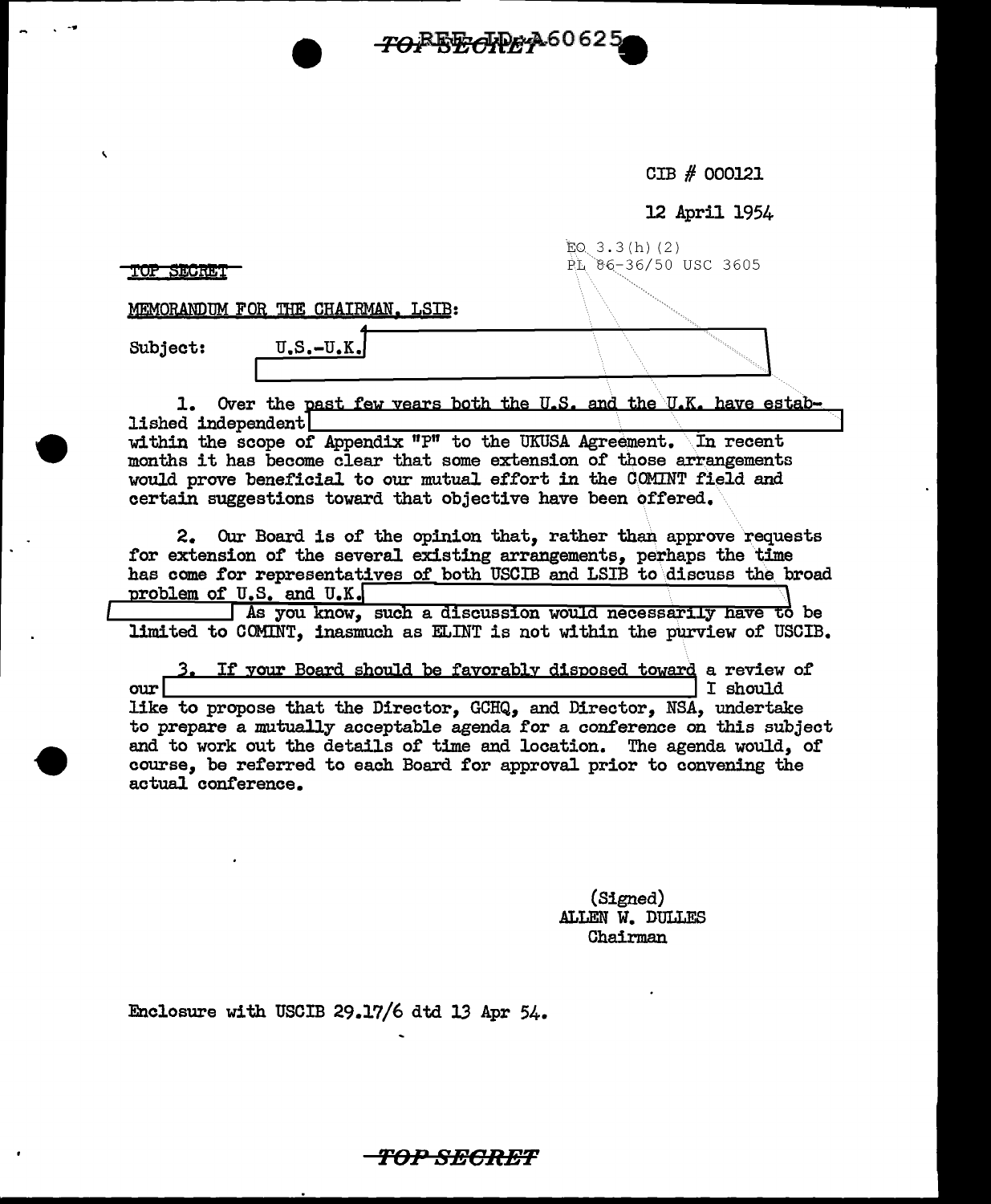CIB # 000121

12 April 1954

EO 3.3(h)(2)
PL 86-36/50 USC 3605

TOP SECRET

MEMORANDUM FOR THE CHAIRMAN, LSIB:

Subject: U.S.-U.K. [redacted]

1. Over the past few years both the U.S. and the U.K. have established independent [redacted] within the scope of Appendix "P" to the UKUSA Agreement. In recent months it has become clear that some extension of those arrangements would prove beneficial to our mutual effort in the COMINT field and certain suggestions toward that objective have been offered.

2. Our Board is of the opinion that, rather than approve requests for extension of the several existing arrangements, perhaps the time has come for representatives of both USCIB and LSIB to discuss the broad problem of U.S. and U.K. [redacted] As you know, such a discussion would necessarily have to be limited to COMINT, inasmuch as ELINT is not within the purview of USCIB.

3. If your Board should be favorably disposed toward a review of our [redacted] I should like to propose that the Director, GCHQ, and Director, NSA, undertake to prepare a mutually acceptable agenda for a conference on this subject and to work out the details of time and location. The agenda would, of course, be referred to each Board for approval prior to convening the actual conference.

(Signed)
ALLEN W. DULLES
Chairman

Enclosure with USCIB 29.17/6 dtd 13 Apr 54.